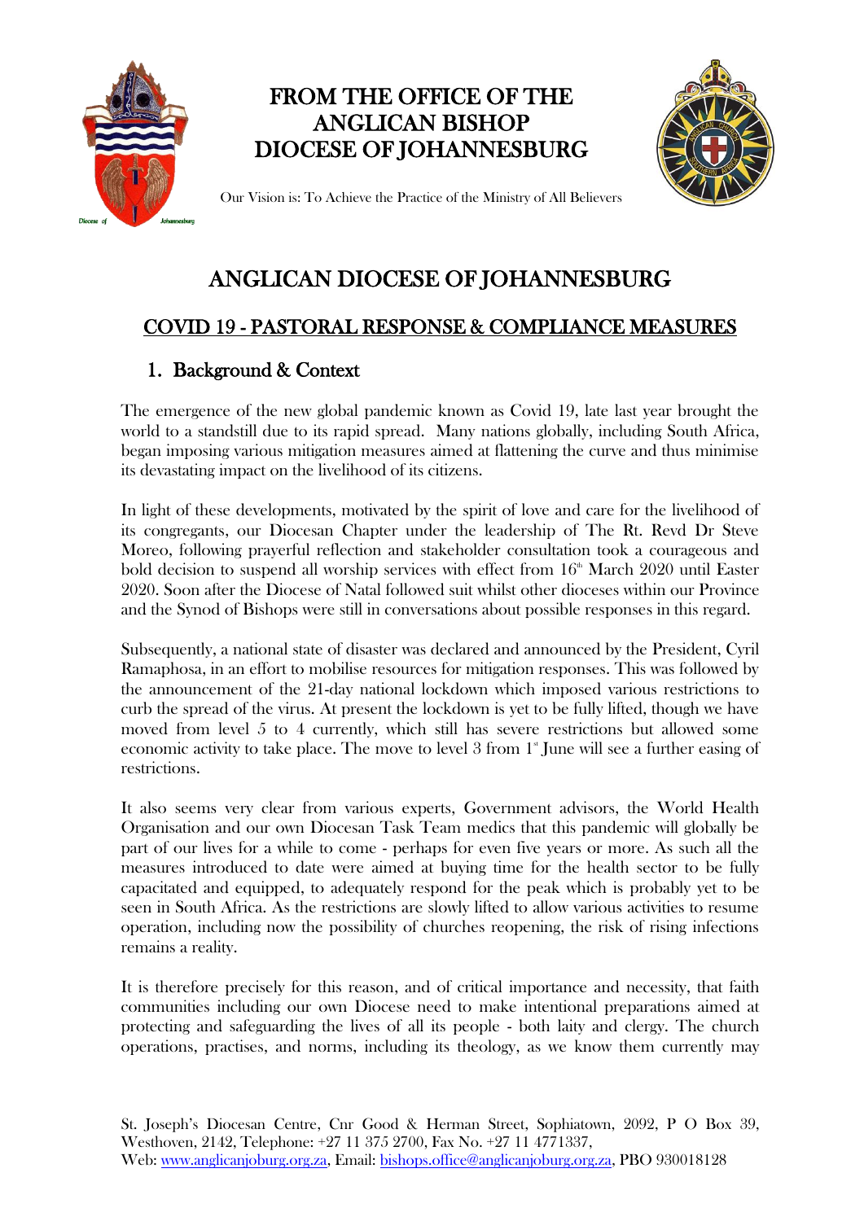# FROM THE OFFICE OF THE ANGLICAN BISHOP DIOCESE OF JOHANNESBURG

Our Vision is: To Achieve the Practice of the Ministry of All Believers

# ANGLICAN DIOCESE OF JOHANNESBURG

## COVID 19 - PASTORAL RESPONSE & COMPLIANCE MEASURES

### 1. Background & Context

The emergence of the new global pandemic known as Covid 19, late last year brought the world to a standstill due to its rapid spread. Many nations globally, including South Africa, began imposing various mitigation measures aimed at flattening the curve and thus minimise its devastating impact on the livelihood of its citizens.

In light of these developments, motivated by the spirit of love and care for the livelihood of its congregants, our Diocesan Chapter under the leadership of The Rt. Revd Dr Steve Moreo, following prayerful reflection and stakeholder consultation took a courageous and bold decision to suspend all worship services with effect from 16th March 2020 until Easter 2020. Soon after the Diocese of Natal followed suit whilst other dioceses within our Province and the Synod of Bishops were still in conversations about possible responses in this regard.

Subsequently, a national state of disaster was declared and announced by the President, Cyril Ramaphosa, in an effort to mobilise resources for mitigation responses. This was followed by the announcement of the 21-day national lockdown which imposed various restrictions to curb the spread of the virus. At present the lockdown is yet to be fully lifted, though we have moved from level 5 to 4 currently, which still has severe restrictions but allowed some economic activity to take place. The move to level 3 from 1st June will see a further easing of restrictions.

It also seems very clear from various experts, Government advisors, the World Health Organisation and our own Diocesan Task Team medics that this pandemic will globally be part of our lives for a while to come - perhaps for even five years or more. As such all the measures introduced to date were aimed at buying time for the health sector to be fully capacitated and equipped, to adequately respond for the peak which is probably yet to be seen in South Africa. As the restrictions are slowly lifted to allow various activities to resume operation, including now the possibility of churches reopening, the risk of rising infections remains a reality.

It is therefore precisely for this reason, and of critical importance and necessity, that faith communities including our own Diocese need to make intentional preparations aimed at protecting and safeguarding the lives of all its people - both laity and clergy. The church operations, practises, and norms, including its theology, as we know them currently may

St. Joseph's Diocesan Centre, Cnr Good & Herman Street, Sophiatown, 2092, P O Box 39, Westhoven, 2142, Telephone: +27 11 375 2700, Fax No. +27 11 4771337,
Web: www.anglicanjoburg.org.za, Email: bishops.office@anglicanjoburg.org.za, PBO 930018128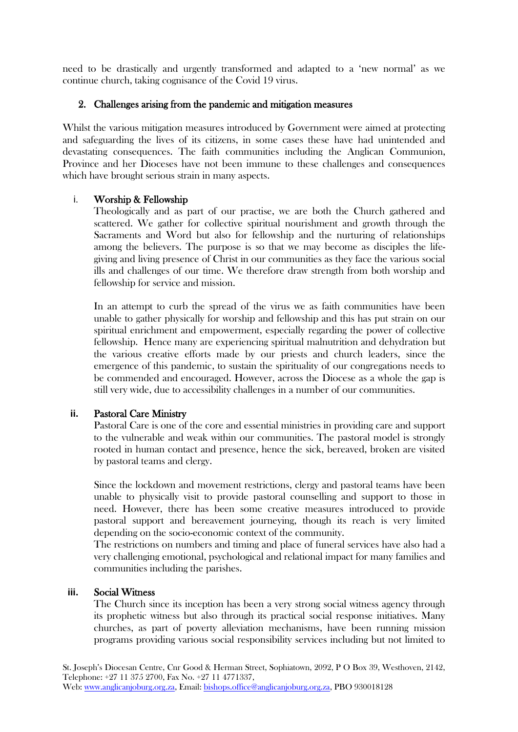need to be drastically and urgently transformed and adapted to a 'new normal' as we continue church, taking cognisance of the Covid 19 virus.

## 2. Challenges arising from the pandemic and mitigation measures

Whilst the various mitigation measures introduced by Government were aimed at protecting and safeguarding the lives of its citizens, in some cases these have had unintended and devastating consequences. The faith communities including the Anglican Communion, Province and her Dioceses have not been immune to these challenges and consequences which have brought serious strain in many aspects.

### i. Worship & Fellowship

Theologically and as part of our practise, we are both the Church gathered and scattered. We gather for collective spiritual nourishment and growth through the Sacraments and Word but also for fellowship and the nurturing of relationships among the believers. The purpose is so that we may become as disciples the life-giving and living presence of Christ in our communities as they face the various social ills and challenges of our time. We therefore draw strength from both worship and fellowship for service and mission.

In an attempt to curb the spread of the virus we as faith communities have been unable to gather physically for worship and fellowship and this has put strain on our spiritual enrichment and empowerment, especially regarding the power of collective fellowship. Hence many are experiencing spiritual malnutrition and dehydration but the various creative efforts made by our priests and church leaders, since the emergence of this pandemic, to sustain the spirituality of our congregations needs to be commended and encouraged. However, across the Diocese as a whole the gap is still very wide, due to accessibility challenges in a number of our communities.

### ii. Pastoral Care Ministry

Pastoral Care is one of the core and essential ministries in providing care and support to the vulnerable and weak within our communities. The pastoral model is strongly rooted in human contact and presence, hence the sick, bereaved, broken are visited by pastoral teams and clergy.

Since the lockdown and movement restrictions, clergy and pastoral teams have been unable to physically visit to provide pastoral counselling and support to those in need. However, there has been some creative measures introduced to provide pastoral support and bereavement journeying, though its reach is very limited depending on the socio-economic context of the community.

The restrictions on numbers and timing and place of funeral services have also had a very challenging emotional, psychological and relational impact for many families and communities including the parishes.

### iii. Social Witness

The Church since its inception has been a very strong social witness agency through its prophetic witness but also through its practical social response initiatives. Many churches, as part of poverty alleviation mechanisms, have been running mission programs providing various social responsibility services including but not limited to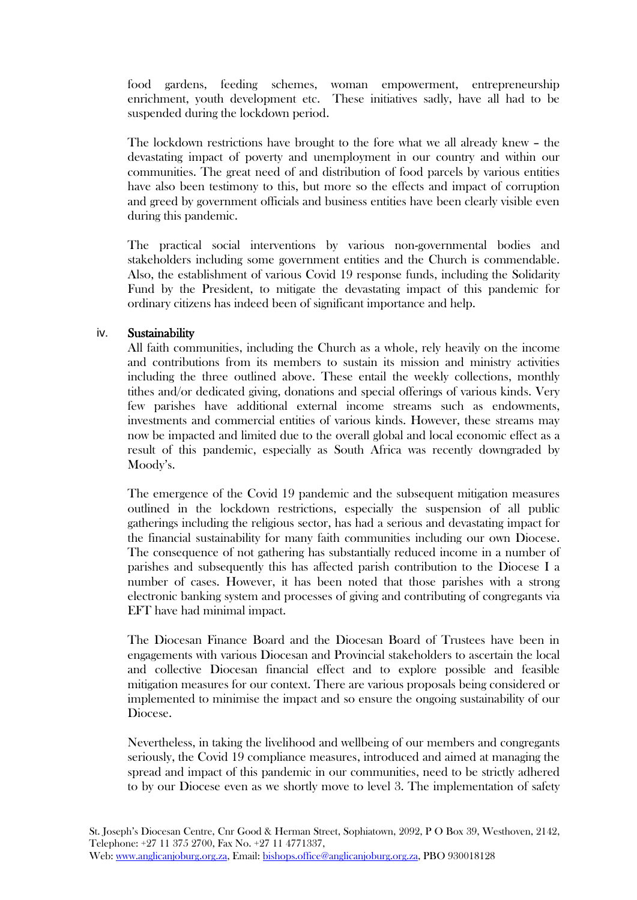food gardens, feeding schemes, woman empowerment, entrepreneurship enrichment, youth development etc. These initiatives sadly, have all had to be suspended during the lockdown period.

The lockdown restrictions have brought to the fore what we all already knew – the devastating impact of poverty and unemployment in our country and within our communities. The great need of and distribution of food parcels by various entities have also been testimony to this, but more so the effects and impact of corruption and greed by government officials and business entities have been clearly visible even during this pandemic.

The practical social interventions by various non-governmental bodies and stakeholders including some government entities and the Church is commendable. Also, the establishment of various Covid 19 response funds, including the Solidarity Fund by the President, to mitigate the devastating impact of this pandemic for ordinary citizens has indeed been of significant importance and help.

iv. **Sustainability**

All faith communities, including the Church as a whole, rely heavily on the income and contributions from its members to sustain its mission and ministry activities including the three outlined above. These entail the weekly collections, monthly tithes and/or dedicated giving, donations and special offerings of various kinds. Very few parishes have additional external income streams such as endowments, investments and commercial entities of various kinds. However, these streams may now be impacted and limited due to the overall global and local economic effect as a result of this pandemic, especially as South Africa was recently downgraded by Moody's.

The emergence of the Covid 19 pandemic and the subsequent mitigation measures outlined in the lockdown restrictions, especially the suspension of all public gatherings including the religious sector, has had a serious and devastating impact for the financial sustainability for many faith communities including our own Diocese. The consequence of not gathering has substantially reduced income in a number of parishes and subsequently this has affected parish contribution to the Diocese I a number of cases. However, it has been noted that those parishes with a strong electronic banking system and processes of giving and contributing of congregants via EFT have had minimal impact.

The Diocesan Finance Board and the Diocesan Board of Trustees have been in engagements with various Diocesan and Provincial stakeholders to ascertain the local and collective Diocesan financial effect and to explore possible and feasible mitigation measures for our context. There are various proposals being considered or implemented to minimise the impact and so ensure the ongoing sustainability of our Diocese.

Nevertheless, in taking the livelihood and wellbeing of our members and congregants seriously, the Covid 19 compliance measures, introduced and aimed at managing the spread and impact of this pandemic in our communities, need to be strictly adhered to by our Diocese even as we shortly move to level 3. The implementation of safety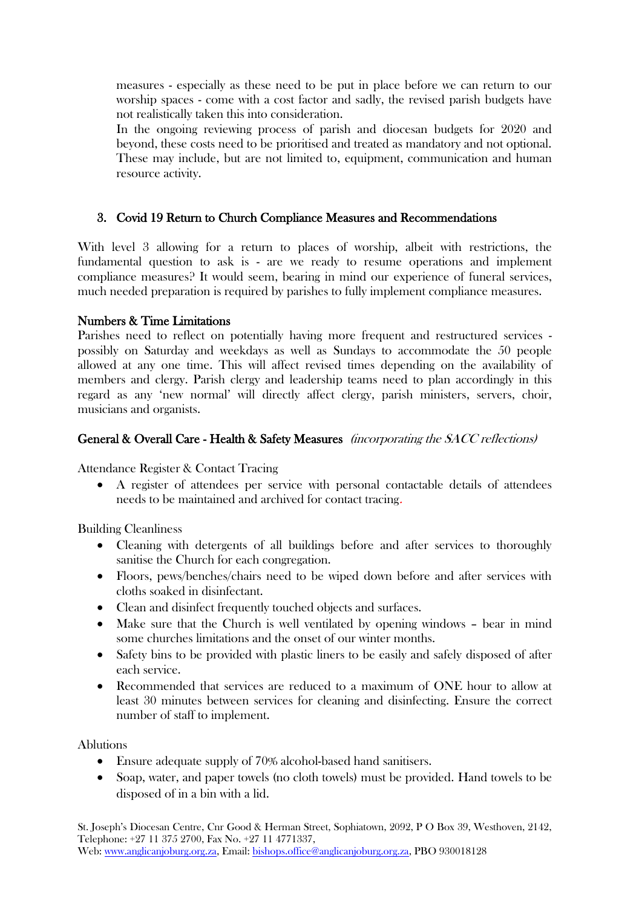measures - especially as these need to be put in place before we can return to our worship spaces - come with a cost factor and sadly, the revised parish budgets have not realistically taken this into consideration.

In the ongoing reviewing process of parish and diocesan budgets for 2020 and beyond, these costs need to be prioritised and treated as mandatory and not optional. These may include, but are not limited to, equipment, communication and human resource activity.

## 3. Covid 19 Return to Church Compliance Measures and Recommendations

With level 3 allowing for a return to places of worship, albeit with restrictions, the fundamental question to ask is - are we ready to resume operations and implement compliance measures? It would seem, bearing in mind our experience of funeral services, much needed preparation is required by parishes to fully implement compliance measures.

### Numbers & Time Limitations

Parishes need to reflect on potentially having more frequent and restructured services - possibly on Saturday and weekdays as well as Sundays to accommodate the 50 people allowed at any one time. This will affect revised times depending on the availability of members and clergy. Parish clergy and leadership teams need to plan accordingly in this regard as any 'new normal' will directly affect clergy, parish ministers, servers, choir, musicians and organists.

### General & Overall Care - Health & Safety Measures *(incorporating the SACC reflections)*

Attendance Register & Contact Tracing

- A register of attendees per service with personal contactable details of attendees needs to be maintained and archived for contact tracing.

Building Cleanliness

- Cleaning with detergents of all buildings before and after services to thoroughly sanitise the Church for each congregation.
- Floors, pews/benches/chairs need to be wiped down before and after services with cloths soaked in disinfectant.
- Clean and disinfect frequently touched objects and surfaces.
- Make sure that the Church is well ventilated by opening windows – bear in mind some churches limitations and the onset of our winter months.
- Safety bins to be provided with plastic liners to be easily and safely disposed of after each service.
- Recommended that services are reduced to a maximum of ONE hour to allow at least 30 minutes between services for cleaning and disinfecting. Ensure the correct number of staff to implement.

Ablutions

- Ensure adequate supply of 70% alcohol-based hand sanitisers.
- Soap, water, and paper towels (no cloth towels) must be provided. Hand towels to be disposed of in a bin with a lid.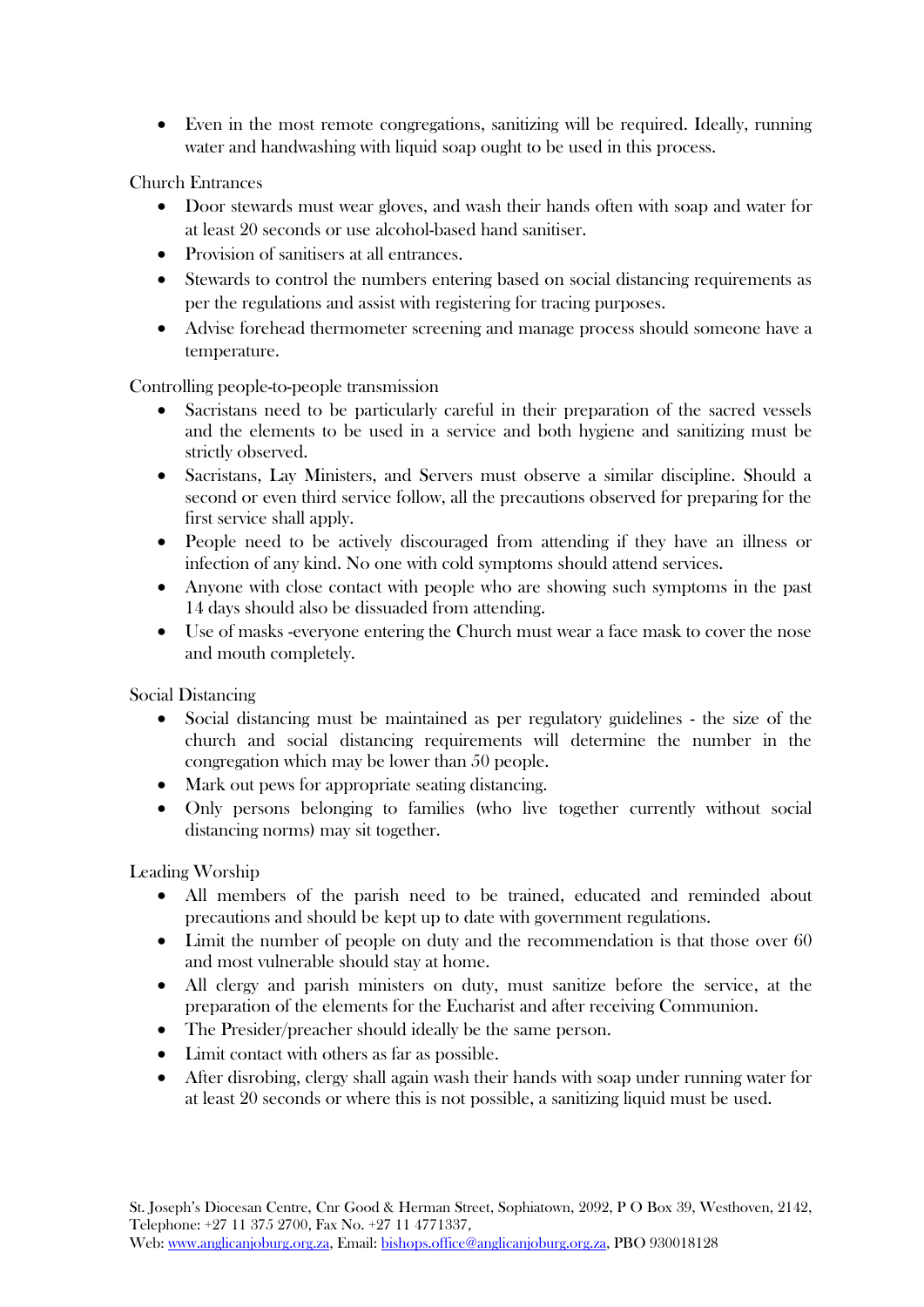- Even in the most remote congregations, sanitizing will be required. Ideally, running water and handwashing with liquid soap ought to be used in this process.

Church Entrances

- Door stewards must wear gloves, and wash their hands often with soap and water for at least 20 seconds or use alcohol-based hand sanitiser.
- Provision of sanitisers at all entrances.
- Stewards to control the numbers entering based on social distancing requirements as per the regulations and assist with registering for tracing purposes.
- Advise forehead thermometer screening and manage process should someone have a temperature.

Controlling people-to-people transmission

- Sacristans need to be particularly careful in their preparation of the sacred vessels and the elements to be used in a service and both hygiene and sanitizing must be strictly observed.
- Sacristans, Lay Ministers, and Servers must observe a similar discipline. Should a second or even third service follow, all the precautions observed for preparing for the first service shall apply.
- People need to be actively discouraged from attending if they have an illness or infection of any kind. No one with cold symptoms should attend services.
- Anyone with close contact with people who are showing such symptoms in the past 14 days should also be dissuaded from attending.
- Use of masks -everyone entering the Church must wear a face mask to cover the nose and mouth completely.

Social Distancing

- Social distancing must be maintained as per regulatory guidelines - the size of the church and social distancing requirements will determine the number in the congregation which may be lower than 50 people.
- Mark out pews for appropriate seating distancing.
- Only persons belonging to families (who live together currently without social distancing norms) may sit together.

Leading Worship

- All members of the parish need to be trained, educated and reminded about precautions and should be kept up to date with government regulations.
- Limit the number of people on duty and the recommendation is that those over 60 and most vulnerable should stay at home.
- All clergy and parish ministers on duty, must sanitize before the service, at the preparation of the elements for the Eucharist and after receiving Communion.
- The Presider/preacher should ideally be the same person.
- Limit contact with others as far as possible.
- After disrobing, clergy shall again wash their hands with soap under running water for at least 20 seconds or where this is not possible, a sanitizing liquid must be used.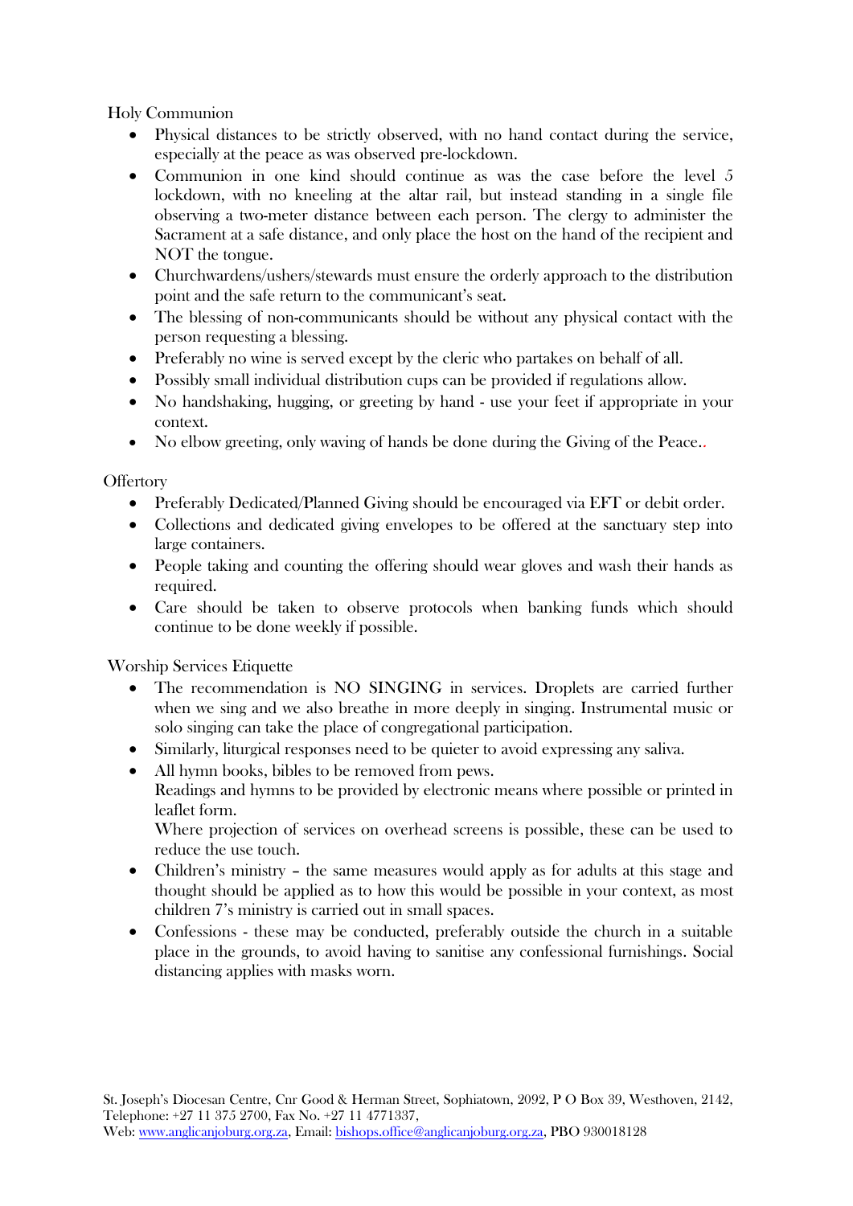Holy Communion

- Physical distances to be strictly observed, with no hand contact during the service, especially at the peace as was observed pre-lockdown.
- Communion in one kind should continue as was the case before the level 5 lockdown, with no kneeling at the altar rail, but instead standing in a single file observing a two-meter distance between each person. The clergy to administer the Sacrament at a safe distance, and only place the host on the hand of the recipient and NOT the tongue.
- Churchwardens/ushers/stewards must ensure the orderly approach to the distribution point and the safe return to the communicant's seat.
- The blessing of non-communicants should be without any physical contact with the person requesting a blessing.
- Preferably no wine is served except by the cleric who partakes on behalf of all.
- Possibly small individual distribution cups can be provided if regulations allow.
- No handshaking, hugging, or greeting by hand - use your feet if appropriate in your context.
- No elbow greeting, only waving of hands be done during the Giving of the Peace..

Offertory

- Preferably Dedicated/Planned Giving should be encouraged via EFT or debit order.
- Collections and dedicated giving envelopes to be offered at the sanctuary step into large containers.
- People taking and counting the offering should wear gloves and wash their hands as required.
- Care should be taken to observe protocols when banking funds which should continue to be done weekly if possible.

Worship Services Etiquette

- The recommendation is NO SINGING in services. Droplets are carried further when we sing and we also breathe in more deeply in singing. Instrumental music or solo singing can take the place of congregational participation.
- Similarly, liturgical responses need to be quieter to avoid expressing any saliva.
- All hymn books, bibles to be removed from pews.
  Readings and hymns to be provided by electronic means where possible or printed in leaflet form.
  Where projection of services on overhead screens is possible, these can be used to reduce the use touch.
- Children's ministry – the same measures would apply as for adults at this stage and thought should be applied as to how this would be possible in your context, as most children 7's ministry is carried out in small spaces.
- Confessions - these may be conducted, preferably outside the church in a suitable place in the grounds, to avoid having to sanitise any confessional furnishings. Social distancing applies with masks worn.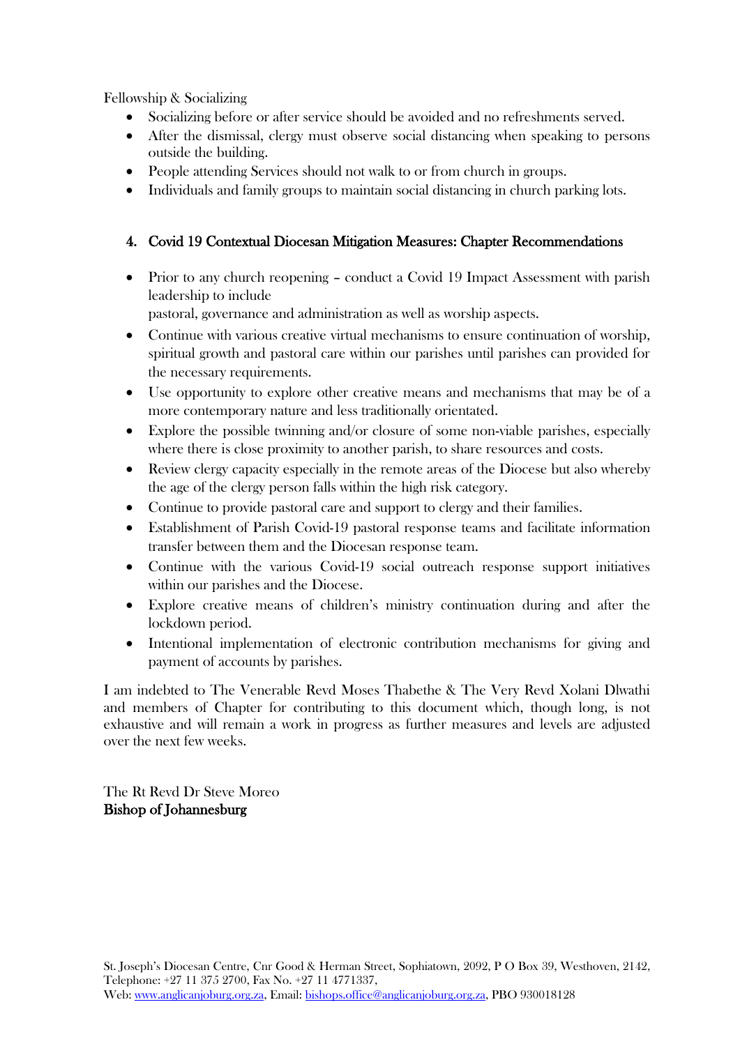Fellowship & Socializing

- Socializing before or after service should be avoided and no refreshments served.
- After the dismissal, clergy must observe social distancing when speaking to persons outside the building.
- People attending Services should not walk to or from church in groups.
- Individuals and family groups to maintain social distancing in church parking lots.

## 4. Covid 19 Contextual Diocesan Mitigation Measures: Chapter Recommendations

- Prior to any church reopening – conduct a Covid 19 Impact Assessment with parish leadership to include
  pastoral, governance and administration as well as worship aspects.
- Continue with various creative virtual mechanisms to ensure continuation of worship, spiritual growth and pastoral care within our parishes until parishes can provided for the necessary requirements.
- Use opportunity to explore other creative means and mechanisms that may be of a more contemporary nature and less traditionally orientated.
- Explore the possible twinning and/or closure of some non-viable parishes, especially where there is close proximity to another parish, to share resources and costs.
- Review clergy capacity especially in the remote areas of the Diocese but also whereby the age of the clergy person falls within the high risk category.
- Continue to provide pastoral care and support to clergy and their families.
- Establishment of Parish Covid-19 pastoral response teams and facilitate information transfer between them and the Diocesan response team.
- Continue with the various Covid-19 social outreach response support initiatives within our parishes and the Diocese.
- Explore creative means of children's ministry continuation during and after the lockdown period.
- Intentional implementation of electronic contribution mechanisms for giving and payment of accounts by parishes.

I am indebted to The Venerable Revd Moses Thabethe & The Very Revd Xolani Dlwathi and members of Chapter for contributing to this document which, though long, is not exhaustive and will remain a work in progress as further measures and levels are adjusted over the next few weeks.

The Rt Revd Dr Steve Moreo
**Bishop of Johannesburg**

St. Joseph's Diocesan Centre, Cnr Good & Herman Street, Sophiatown, 2092, P O Box 39, Westhoven, 2142, Telephone: +27 11 375 2700, Fax No. +27 11 4771337,
Web: www.anglicanjoburg.org.za, Email: bishops.office@anglicanjoburg.org.za, PBO 930018128